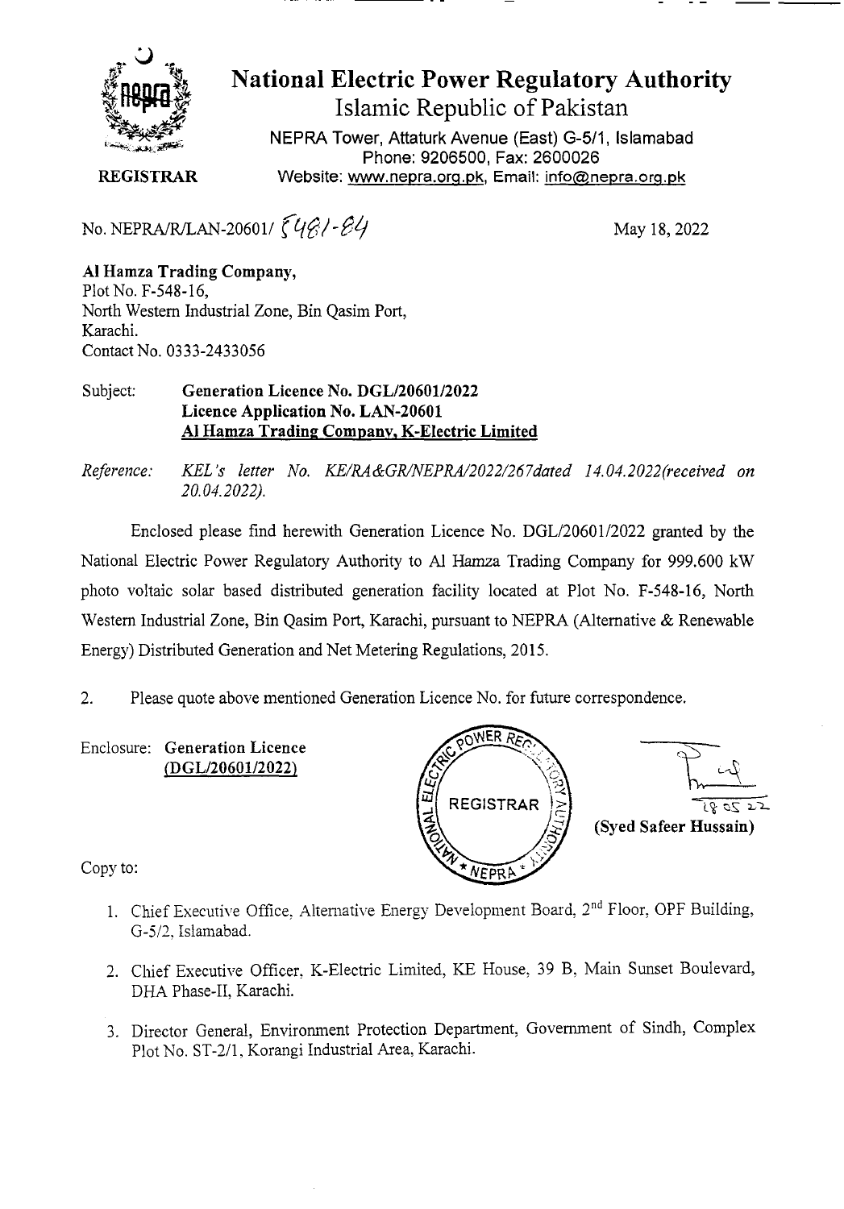# National Electric Power Regulatory Authority

## Islamic Republic of Pakistan

NEPRA Tower, Attaturk Avenue (East) G-5/1, Islamabad
Phone: 9206500, Fax: 2600026
Website: www.nepra.org.pk, Email: info@nepra.org.pk

**REGISTRAR**

No. NEPRA/R/LAN-20601/ 5481-84

May 18, 2022

**Al Hamza Trading Company,**
Plot No. F-548-16,
North Western Industrial Zone, Bin Qasim Port,
Karachi.
Contact No. 0333-2433056

Subject: **Generation Licence No. DGL/20601/2022**
**Licence Application No. LAN-20601**
**Al Hamza Trading Company, K-Electric Limited**

*Reference: KEL's letter No. KE/RA&GR/NEPRA/2022/267dated 14.04.2022(received on 20.04.2022).*

Enclosed please find herewith Generation Licence No. DGL/20601/2022 granted by the National Electric Power Regulatory Authority to Al Hamza Trading Company for 999.600 kW photo voltaic solar based distributed generation facility located at Plot No. F-548-16, North Western Industrial Zone, Bin Qasim Port, Karachi, pursuant to NEPRA (Alternative & Renewable Energy) Distributed Generation and Net Metering Regulations, 2015.

2. Please quote above mentioned Generation Licence No. for future correspondence.

Enclosure: **Generation Licence (DGL/20601/2022)**

18 05 22
**(Syed Safeer Hussain)**

Copy to:

1. Chief Executive Office, Alternative Energy Development Board, 2nd Floor, OPF Building, G-5/2, Islamabad.
2. Chief Executive Officer, K-Electric Limited, KE House, 39 B, Main Sunset Boulevard, DHA Phase-II, Karachi.
3. Director General, Environment Protection Department, Government of Sindh, Complex Plot No. ST-2/1, Korangi Industrial Area, Karachi.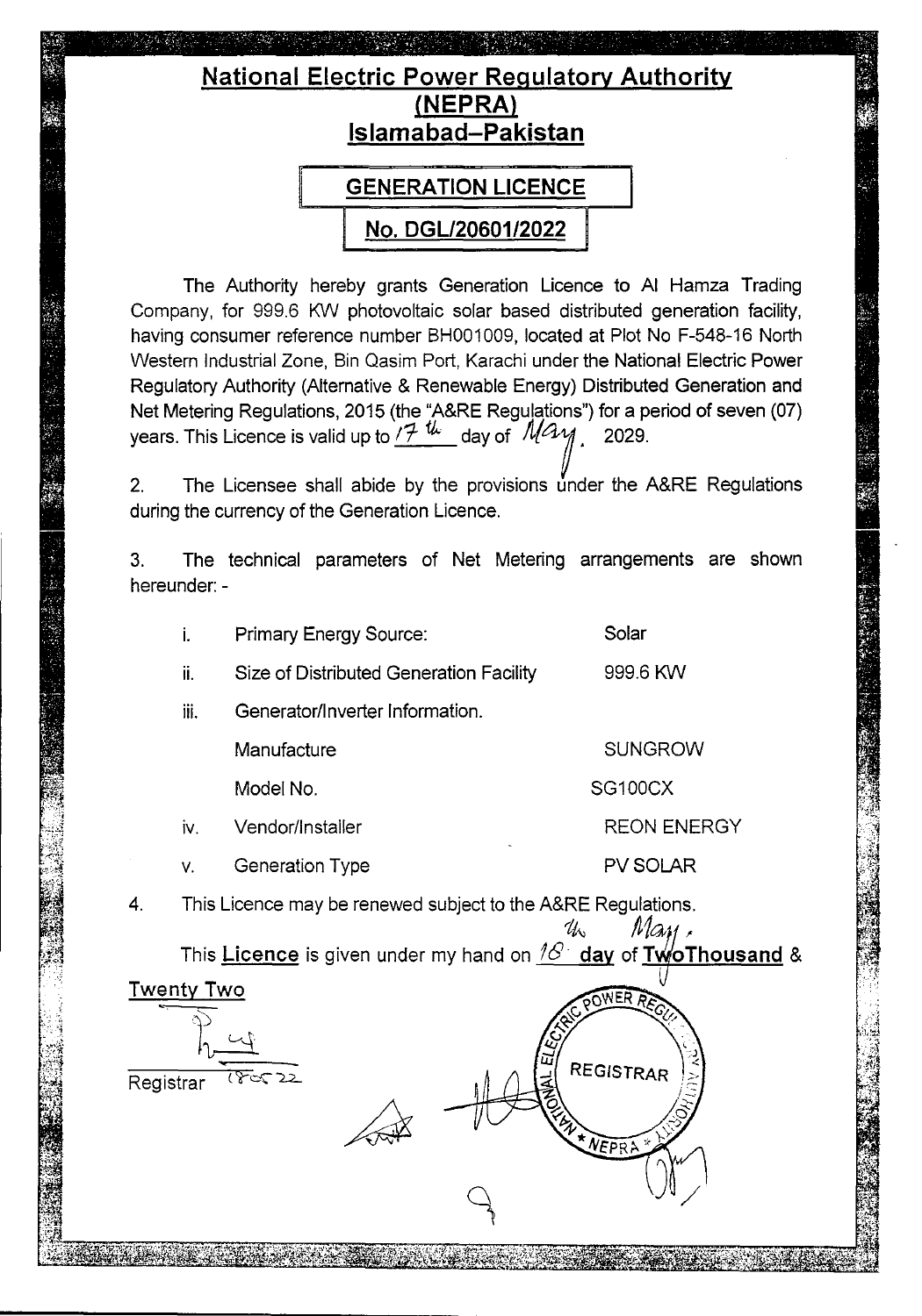# National Electric Power Regulatory Authority (NEPRA)

## Islamabad–Pakistan

**GENERATION LICENCE**

**No. DGL/20601/2022**

The Authority hereby grants Generation Licence to Al Hamza Trading Company, for 999.6 KW photovoltaic solar based distributed generation facility, having consumer reference number BH001009, located at Plot No F-548-16 North Western Industrial Zone, Bin Qasim Port, Karachi under the National Electric Power Regulatory Authority (Alternative & Renewable Energy) Distributed Generation and Net Metering Regulations, 2015 (the "A&RE Regulations") for a period of seven (07) years. This Licence is valid up to 17th day of May, 2029.

2. The Licensee shall abide by the provisions under the A&RE Regulations during the currency of the Generation Licence.

3. The technical parameters of Net Metering arrangements are shown hereunder: -

| | | |
|---|---|---|
| i. | Primary Energy Source: | Solar |
| ii. | Size of Distributed Generation Facility | 999.6 KW |
| iii. | Generator/Inverter Information. | |
| | Manufacture | SUNGROW |
| | Model No. | SG100CX |
| iv. | Vendor/Installer | REON ENERGY |
| v. | Generation Type | PV SOLAR |

4. This Licence may be renewed subject to the A&RE Regulations.

This **Licence** is given under my hand on 18th **day** of May, **TwoThousand** & **Twenty Two**

Registrar 18.05.22

REGISTRAR NEPRA